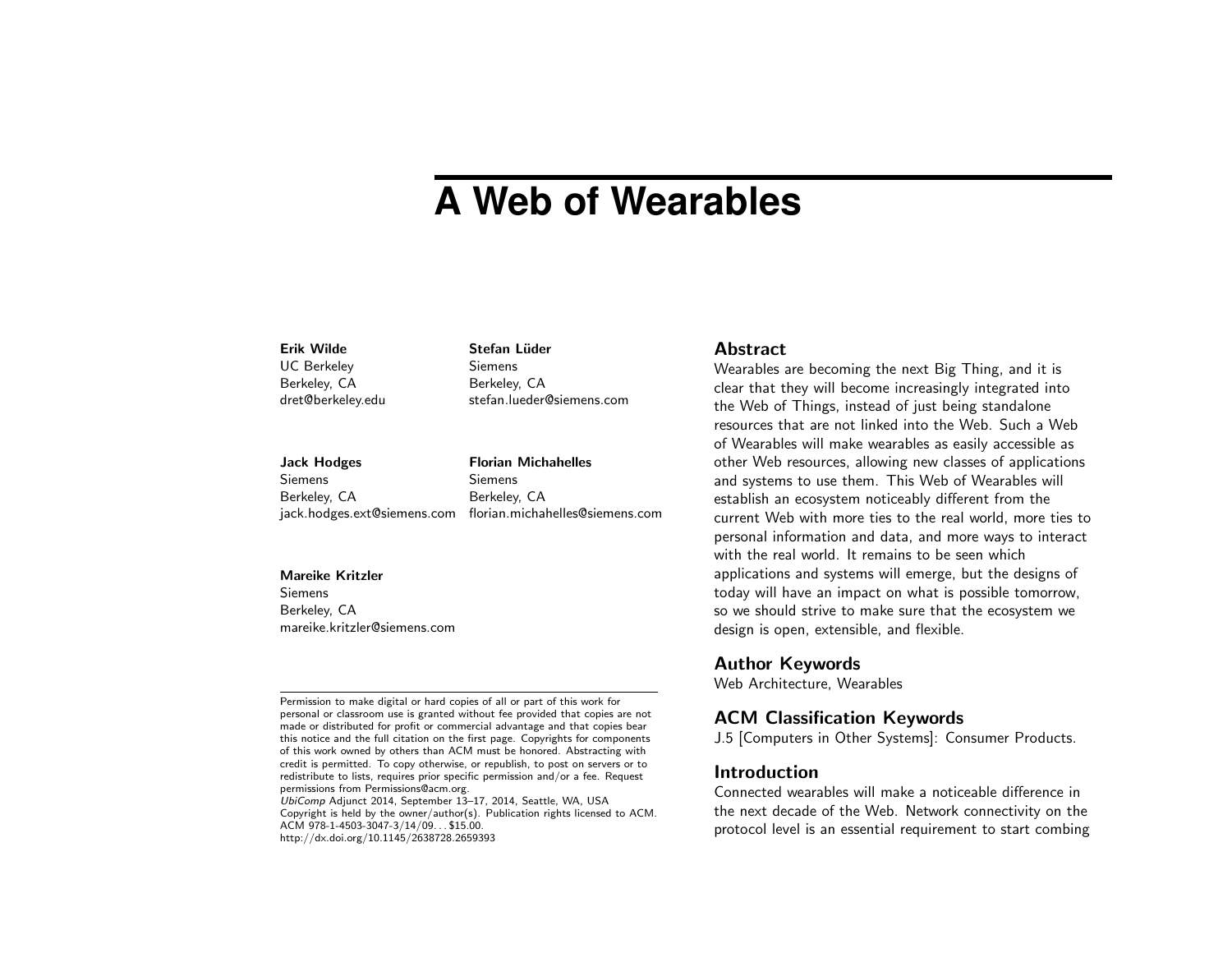# A Web of Wearables

**Erik Wilde**
UC Berkeley
Berkeley, CA
dret@berkeley.edu

**Stefan Lüder**
Siemens
Berkeley, CA
stefan.lueder@siemens.com

**Jack Hodges**
Siemens
Berkeley, CA
jack.hodges.ext@siemens.com

**Florian Michahelles**
Siemens
Berkeley, CA
florian.michahelles@siemens.com

**Mareike Kritzler**
Siemens
Berkeley, CA
mareike.kritzler@siemens.com

Permission to make digital or hard copies of all or part of this work for personal or classroom use is granted without fee provided that copies are not made or distributed for profit or commercial advantage and that copies bear this notice and the full citation on the first page. Copyrights for components of this work owned by others than ACM must be honored. Abstracting with credit is permitted. To copy otherwise, or republish, to post on servers or to redistribute to lists, requires prior specific permission and/or a fee. Request permissions from Permissions@acm.org.
*UbiComp* Adjunct 2014, September 13–17, 2014, Seattle, WA, USA
Copyright is held by the owner/author(s). Publication rights licensed to ACM.
ACM 978-1-4503-3047-3/14/09...$15.00.
http://dx.doi.org/10.1145/2638728.2659393

## Abstract

Wearables are becoming the next Big Thing, and it is clear that they will become increasingly integrated into the Web of Things, instead of just being standalone resources that are not linked into the Web. Such a Web of Wearables will make wearables as easily accessible as other Web resources, allowing new classes of applications and systems to use them. This Web of Wearables will establish an ecosystem noticeably different from the current Web with more ties to the real world, more ties to personal information and data, and more ways to interact with the real world. It remains to be seen which applications and systems will emerge, but the designs of today will have an impact on what is possible tomorrow, so we should strive to make sure that the ecosystem we design is open, extensible, and flexible.

## Author Keywords

Web Architecture, Wearables

## ACM Classification Keywords

J.5 [Computers in Other Systems]: Consumer Products.

## Introduction

Connected wearables will make a noticeable difference in the next decade of the Web. Network connectivity on the protocol level is an essential requirement to start combing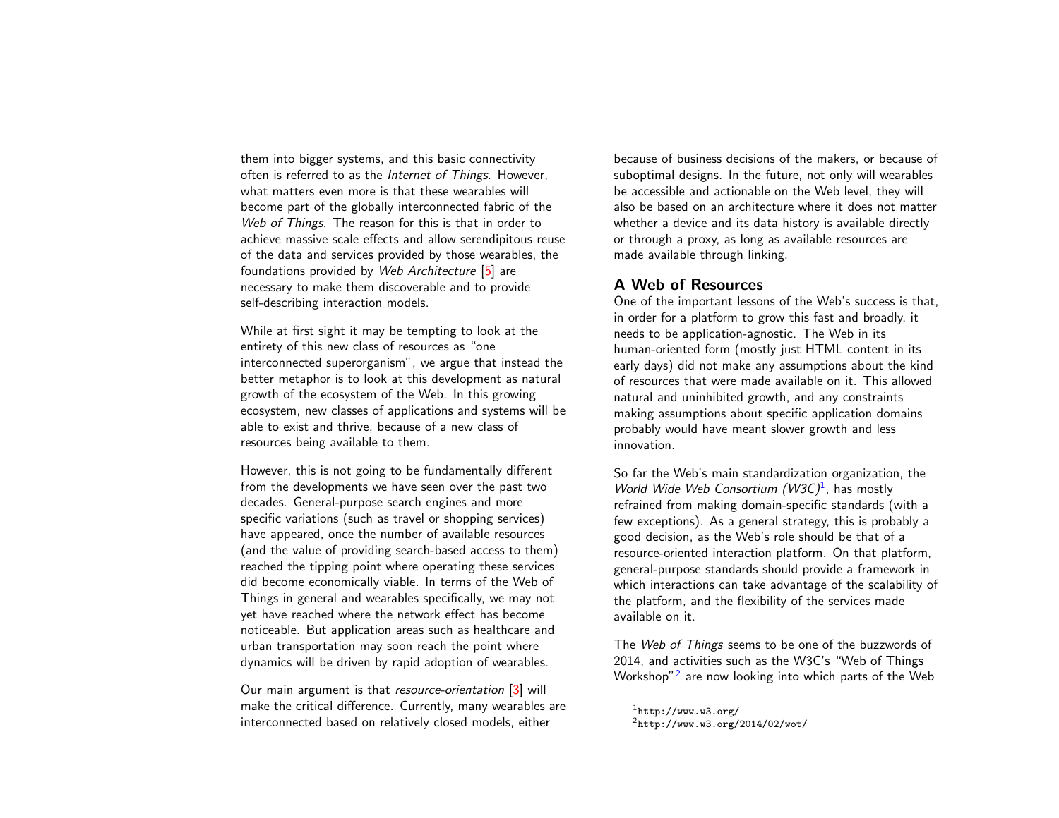them into bigger systems, and this basic connectivity often is referred to as the *Internet of Things*. However, what matters even more is that these wearables will become part of the globally interconnected fabric of the *Web of Things*. The reason for this is that in order to achieve massive scale effects and allow serendipitous reuse of the data and services provided by those wearables, the foundations provided by *Web Architecture* [5] are necessary to make them discoverable and to provide self-describing interaction models.

While at first sight it may be tempting to look at the entirety of this new class of resources as "one interconnected superorganism", we argue that instead the better metaphor is to look at this development as natural growth of the ecosystem of the Web. In this growing ecosystem, new classes of applications and systems will be able to exist and thrive, because of a new class of resources being available to them.

However, this is not going to be fundamentally different from the developments we have seen over the past two decades. General-purpose search engines and more specific variations (such as travel or shopping services) have appeared, once the number of available resources (and the value of providing search-based access to them) reached the tipping point where operating these services did become economically viable. In terms of the Web of Things in general and wearables specifically, we may not yet have reached where the network effect has become noticeable. But application areas such as healthcare and urban transportation may soon reach the point where dynamics will be driven by rapid adoption of wearables.

Our main argument is that *resource-orientation* [3] will make the critical difference. Currently, many wearables are interconnected based on relatively closed models, either because of business decisions of the makers, or because of suboptimal designs. In the future, not only will wearables be accessible and actionable on the Web level, they will also be based on an architecture where it does not matter whether a device and its data history is available directly or through a proxy, as long as available resources are made available through linking.

## A Web of Resources

One of the important lessons of the Web's success is that, in order for a platform to grow this fast and broadly, it needs to be application-agnostic. The Web in its human-oriented form (mostly just HTML content in its early days) did not make any assumptions about the kind of resources that were made available on it. This allowed natural and uninhibited growth, and any constraints making assumptions about specific application domains probably would have meant slower growth and less innovation.

So far the Web's main standardization organization, the *World Wide Web Consortium (W3C)*[1], has mostly refrained from making domain-specific standards (with a few exceptions). As a general strategy, this is probably a good decision, as the Web's role should be that of a resource-oriented interaction platform. On that platform, general-purpose standards should provide a framework in which interactions can take advantage of the scalability of the platform, and the flexibility of the services made available on it.

The *Web of Things* seems to be one of the buzzwords of 2014, and activities such as the W3C's "Web of Things Workshop"[2] are now looking into which parts of the Web

[1] http://www.w3.org/

[2] http://www.w3.org/2014/02/wot/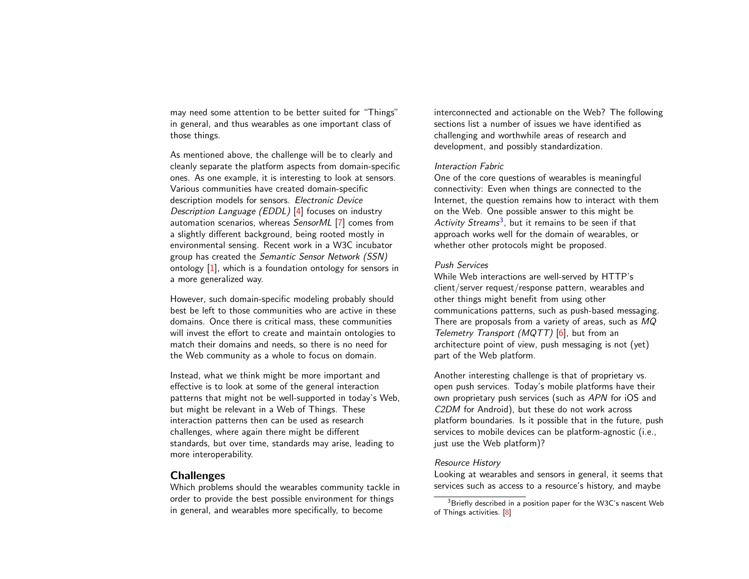may need some attention to be better suited for "Things" in general, and thus wearables as one important class of those things.

As mentioned above, the challenge will be to clearly and cleanly separate the platform aspects from domain-specific ones. As one example, it is interesting to look at sensors. Various communities have created domain-specific description models for sensors. *Electronic Device Description Language (EDDL)* [4] focuses on industry automation scenarios, whereas *SensorML* [7] comes from a slightly different background, being rooted mostly in environmental sensing. Recent work in a W3C incubator group has created the *Semantic Sensor Network (SSN)* ontology [1], which is a foundation ontology for sensors in a more generalized way.

However, such domain-specific modeling probably should best be left to those communities who are active in these domains. Once there is critical mass, these communities will invest the effort to create and maintain ontologies to match their domains and needs, so there is no need for the Web community as a whole to focus on domain.

Instead, what we think might be more important and effective is to look at some of the general interaction patterns that might not be well-supported in today's Web, but might be relevant in a Web of Things. These interaction patterns then can be used as research challenges, where again there might be different standards, but over time, standards may arise, leading to more interoperability.

## Challenges

Which problems should the wearables community tackle in order to provide the best possible environment for things in general, and wearables more specifically, to become interconnected and actionable on the Web? The following sections list a number of issues we have identified as challenging and worthwhile areas of research and development, and possibly standardization.

*Interaction Fabric*
One of the core questions of wearables is meaningful connectivity: Even when things are connected to the Internet, the question remains how to interact with them on the Web. One possible answer to this might be *Activity Streams*[3], but it remains to be seen if that approach works well for the domain of wearables, or whether other protocols might be proposed.

*Push Services*
While Web interactions are well-served by HTTP's client/server request/response pattern, wearables and other things might benefit from using other communications patterns, such as push-based messaging. There are proposals from a variety of areas, such as *MQ Telemetry Transport (MQTT)* [6], but from an architecture point of view, push messaging is not (yet) part of the Web platform.

Another interesting challenge is that of proprietary vs. open push services. Today's mobile platforms have their own proprietary push services (such as *APN* for iOS and *C2DM* for Android), but these do not work across platform boundaries. Is it possible that in the future, push services to mobile devices can be platform-agnostic (i.e., just use the Web platform)?

*Resource History*
Looking at wearables and sensors in general, it seems that services such as access to a resource's history, and maybe

[3] Briefly described in a position paper for the W3C's nascent Web of Things activities. [8]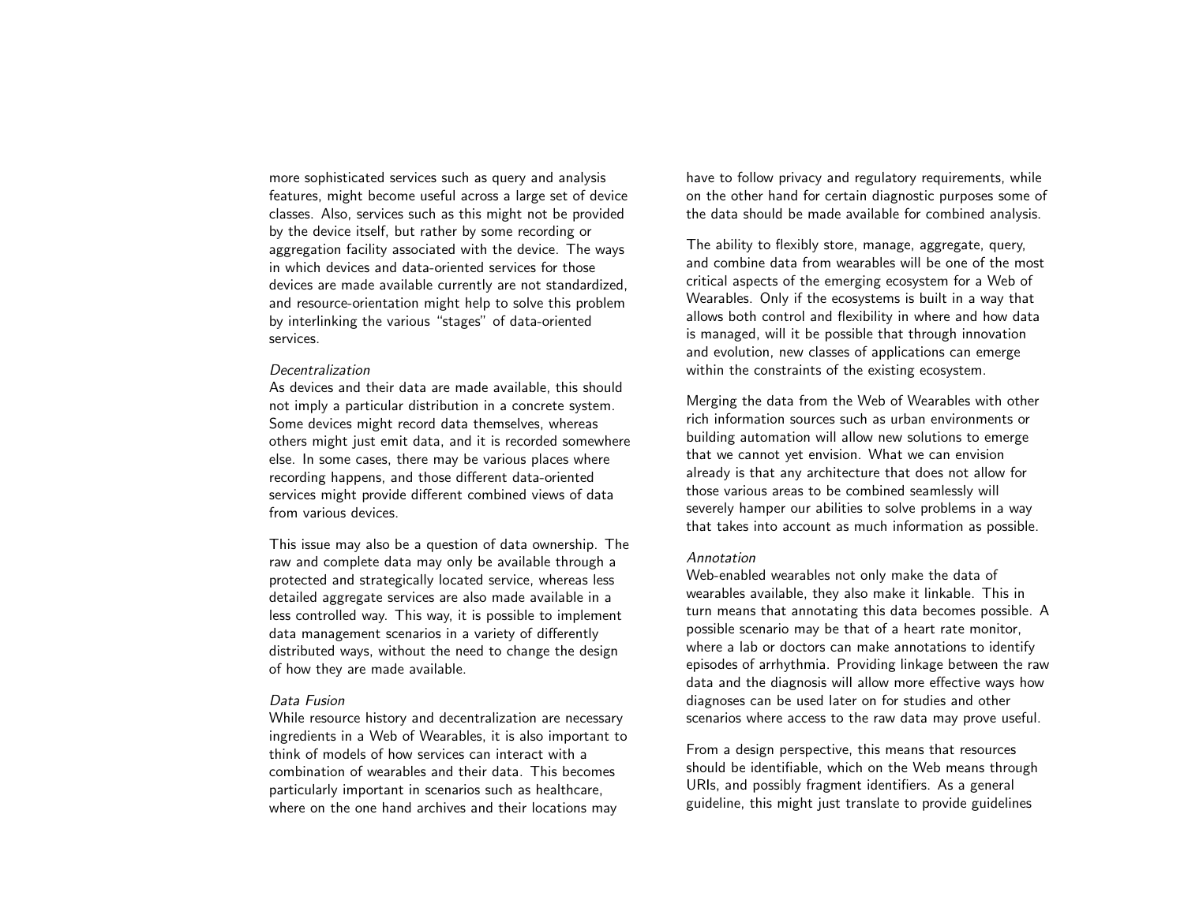more sophisticated services such as query and analysis features, might become useful across a large set of device classes. Also, services such as this might not be provided by the device itself, but rather by some recording or aggregation facility associated with the device. The ways in which devices and data-oriented services for those devices are made available currently are not standardized, and resource-orientation might help to solve this problem by interlinking the various "stages" of data-oriented services.

*Decentralization*

As devices and their data are made available, this should not imply a particular distribution in a concrete system. Some devices might record data themselves, whereas others might just emit data, and it is recorded somewhere else. In some cases, there may be various places where recording happens, and those different data-oriented services might provide different combined views of data from various devices.

This issue may also be a question of data ownership. The raw and complete data may only be available through a protected and strategically located service, whereas less detailed aggregate services are also made available in a less controlled way. This way, it is possible to implement data management scenarios in a variety of differently distributed ways, without the need to change the design of how they are made available.

*Data Fusion*

While resource history and decentralization are necessary ingredients in a Web of Wearables, it is also important to think of models of how services can interact with a combination of wearables and their data. This becomes particularly important in scenarios such as healthcare, where on the one hand archives and their locations may have to follow privacy and regulatory requirements, while on the other hand for certain diagnostic purposes some of the data should be made available for combined analysis.

The ability to flexibly store, manage, aggregate, query, and combine data from wearables will be one of the most critical aspects of the emerging ecosystem for a Web of Wearables. Only if the ecosystems is built in a way that allows both control and flexibility in where and how data is managed, will it be possible that through innovation and evolution, new classes of applications can emerge within the constraints of the existing ecosystem.

Merging the data from the Web of Wearables with other rich information sources such as urban environments or building automation will allow new solutions to emerge that we cannot yet envision. What we can envision already is that any architecture that does not allow for those various areas to be combined seamlessly will severely hamper our abilities to solve problems in a way that takes into account as much information as possible.

*Annotation*

Web-enabled wearables not only make the data of wearables available, they also make it linkable. This in turn means that annotating this data becomes possible. A possible scenario may be that of a heart rate monitor, where a lab or doctors can make annotations to identify episodes of arrhythmia. Providing linkage between the raw data and the diagnosis will allow more effective ways how diagnoses can be used later on for studies and other scenarios where access to the raw data may prove useful.

From a design perspective, this means that resources should be identifiable, which on the Web means through URIs, and possibly fragment identifiers. As a general guideline, this might just translate to provide guidelines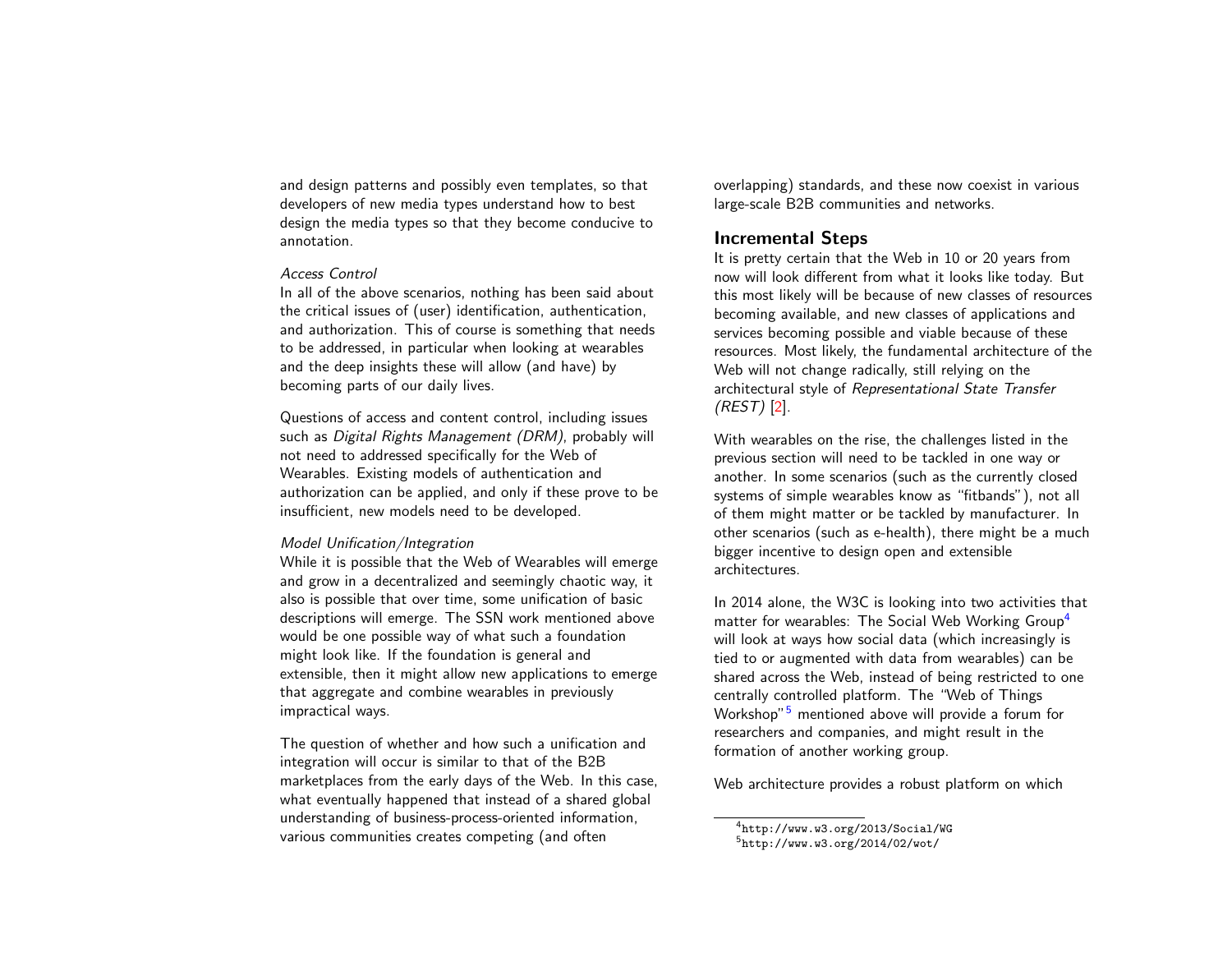and design patterns and possibly even templates, so that developers of new media types understand how to best design the media types so that they become conducive to annotation.

*Access Control*

In all of the above scenarios, nothing has been said about the critical issues of (user) identification, authentication, and authorization. This of course is something that needs to be addressed, in particular when looking at wearables and the deep insights these will allow (and have) by becoming parts of our daily lives.

Questions of access and content control, including issues such as *Digital Rights Management (DRM)*, probably will not need to addressed specifically for the Web of Wearables. Existing models of authentication and authorization can be applied, and only if these prove to be insufficient, new models need to be developed.

*Model Unification/Integration*

While it is possible that the Web of Wearables will emerge and grow in a decentralized and seemingly chaotic way, it also is possible that over time, some unification of basic descriptions will emerge. The SSN work mentioned above would be one possible way of what such a foundation might look like. If the foundation is general and extensible, then it might allow new applications to emerge that aggregate and combine wearables in previously impractical ways.

The question of whether and how such a unification and integration will occur is similar to that of the B2B marketplaces from the early days of the Web. In this case, what eventually happened that instead of a shared global understanding of business-process-oriented information, various communities creates competing (and often overlapping) standards, and these now coexist in various large-scale B2B communities and networks.

## Incremental Steps

It is pretty certain that the Web in 10 or 20 years from now will look different from what it looks like today. But this most likely will be because of new classes of resources becoming available, and new classes of applications and services becoming possible and viable because of these resources. Most likely, the fundamental architecture of the Web will not change radically, still relying on the architectural style of *Representational State Transfer (REST)* [2].

With wearables on the rise, the challenges listed in the previous section will need to be tackled in one way or another. In some scenarios (such as the currently closed systems of simple wearables know as "fitbands"), not all of them might matter or be tackled by manufacturer. In other scenarios (such as e-health), there might be a much bigger incentive to design open and extensible architectures.

In 2014 alone, the W3C is looking into two activities that matter for wearables: The Social Web Working Group[4] will look at ways how social data (which increasingly is tied to or augmented with data from wearables) can be shared across the Web, instead of being restricted to one centrally controlled platform. The "Web of Things Workshop"[5] mentioned above will provide a forum for researchers and companies, and might result in the formation of another working group.

Web architecture provides a robust platform on which

[4] http://www.w3.org/2013/Social/WG

[5] http://www.w3.org/2014/02/wot/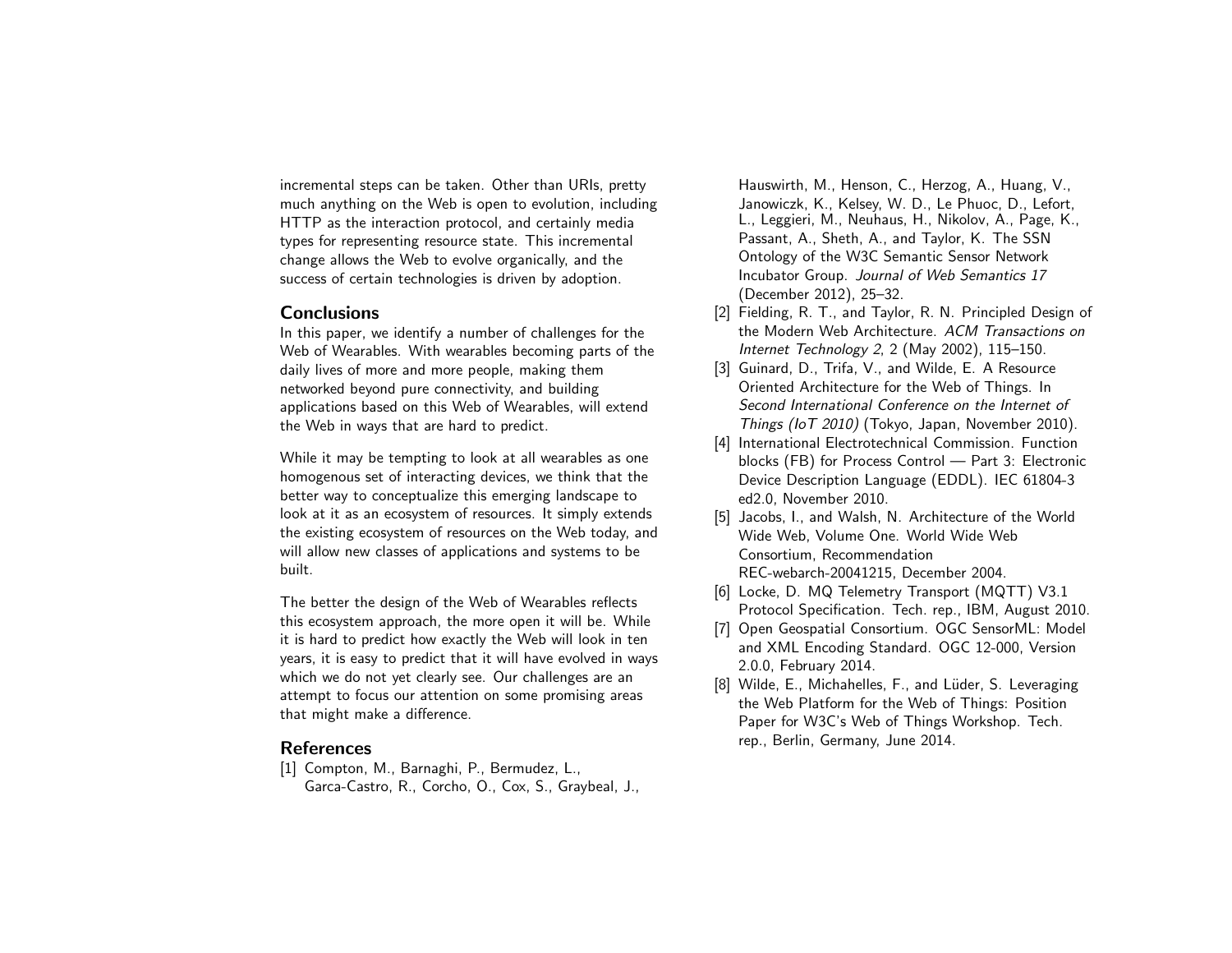incremental steps can be taken. Other than URIs, pretty much anything on the Web is open to evolution, including HTTP as the interaction protocol, and certainly media types for representing resource state. This incremental change allows the Web to evolve organically, and the success of certain technologies is driven by adoption.

## Conclusions

In this paper, we identify a number of challenges for the Web of Wearables. With wearables becoming parts of the daily lives of more and more people, making them networked beyond pure connectivity, and building applications based on this Web of Wearables, will extend the Web in ways that are hard to predict.

While it may be tempting to look at all wearables as one homogenous set of interacting devices, we think that the better way to conceptualize this emerging landscape to look at it as an ecosystem of resources. It simply extends the existing ecosystem of resources on the Web today, and will allow new classes of applications and systems to be built.

The better the design of the Web of Wearables reflects this ecosystem approach, the more open it will be. While it is hard to predict how exactly the Web will look in ten years, it is easy to predict that it will have evolved in ways which we do not yet clearly see. Our challenges are an attempt to focus our attention on some promising areas that might make a difference.

## References

[1] Compton, M., Barnaghi, P., Bermudez, L., Garca-Castro, R., Corcho, O., Cox, S., Graybeal, J., Hauswirth, M., Henson, C., Herzog, A., Huang, V., Janowiczk, K., Kelsey, W. D., Le Phuoc, D., Lefort, L., Leggieri, M., Neuhaus, H., Nikolov, A., Page, K., Passant, A., Sheth, A., and Taylor, K. The SSN Ontology of the W3C Semantic Sensor Network Incubator Group. *Journal of Web Semantics 17* (December 2012), 25–32.

[2] Fielding, R. T., and Taylor, R. N. Principled Design of the Modern Web Architecture. *ACM Transactions on Internet Technology 2*, 2 (May 2002), 115–150.

[3] Guinard, D., Trifa, V., and Wilde, E. A Resource Oriented Architecture for the Web of Things. In *Second International Conference on the Internet of Things (IoT 2010)* (Tokyo, Japan, November 2010).

[4] International Electrotechnical Commission. Function blocks (FB) for Process Control — Part 3: Electronic Device Description Language (EDDL). IEC 61804-3 ed2.0, November 2010.

[5] Jacobs, I., and Walsh, N. Architecture of the World Wide Web, Volume One. World Wide Web Consortium, Recommendation REC-webarch-20041215, December 2004.

[6] Locke, D. MQ Telemetry Transport (MQTT) V3.1 Protocol Specification. Tech. rep., IBM, August 2010.

[7] Open Geospatial Consortium. OGC SensorML: Model and XML Encoding Standard. OGC 12-000, Version 2.0.0, February 2014.

[8] Wilde, E., Michahelles, F., and Lüder, S. Leveraging the Web Platform for the Web of Things: Position Paper for W3C's Web of Things Workshop. Tech. rep., Berlin, Germany, June 2014.